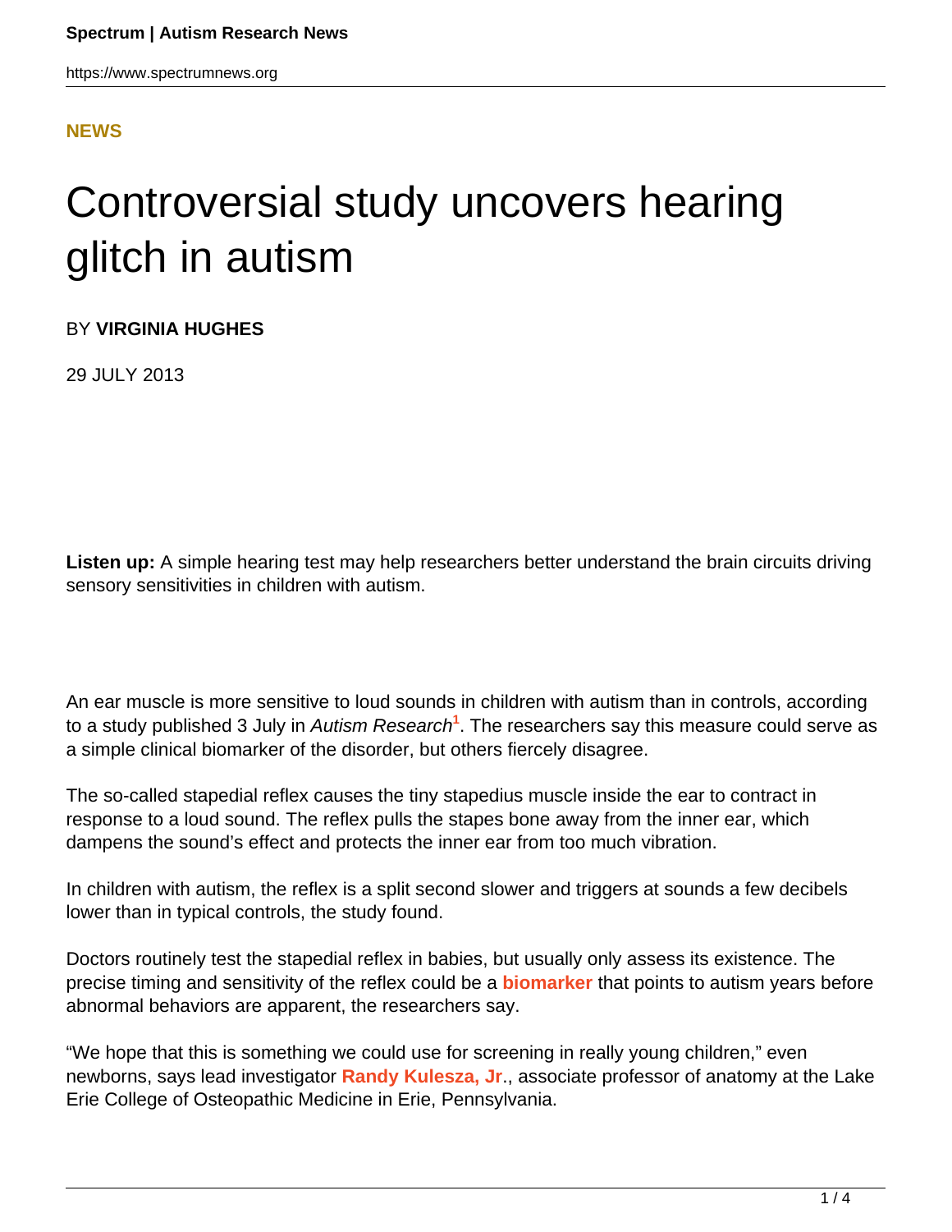**NEWS**

# Controversial study uncovers hearing glitch in autism

BY **VIRGINIA HUGHES**

29 JULY 2013

**Listen up:** A simple hearing test may help researchers better understand the brain circuits driving sensory sensitivities in children with autism.

An ear muscle is more sensitive to loud sounds in children with autism than in controls, according to a study published 3 July in *Autism Research*[1]. The researchers say this measure could serve as a simple clinical biomarker of the disorder, but others fiercely disagree.

The so-called stapedial reflex causes the tiny stapedius muscle inside the ear to contract in response to a loud sound. The reflex pulls the stapes bone away from the inner ear, which dampens the sound's effect and protects the inner ear from too much vibration.

In children with autism, the reflex is a split second slower and triggers at sounds a few decibels lower than in typical controls, the study found.

Doctors routinely test the stapedial reflex in babies, but usually only assess its existence. The precise timing and sensitivity of the reflex could be a **biomarker** that points to autism years before abnormal behaviors are apparent, the researchers say.

"We hope that this is something we could use for screening in really young children," even newborns, says lead investigator **Randy Kulesza, Jr**., associate professor of anatomy at the Lake Erie College of Osteopathic Medicine in Erie, Pennsylvania.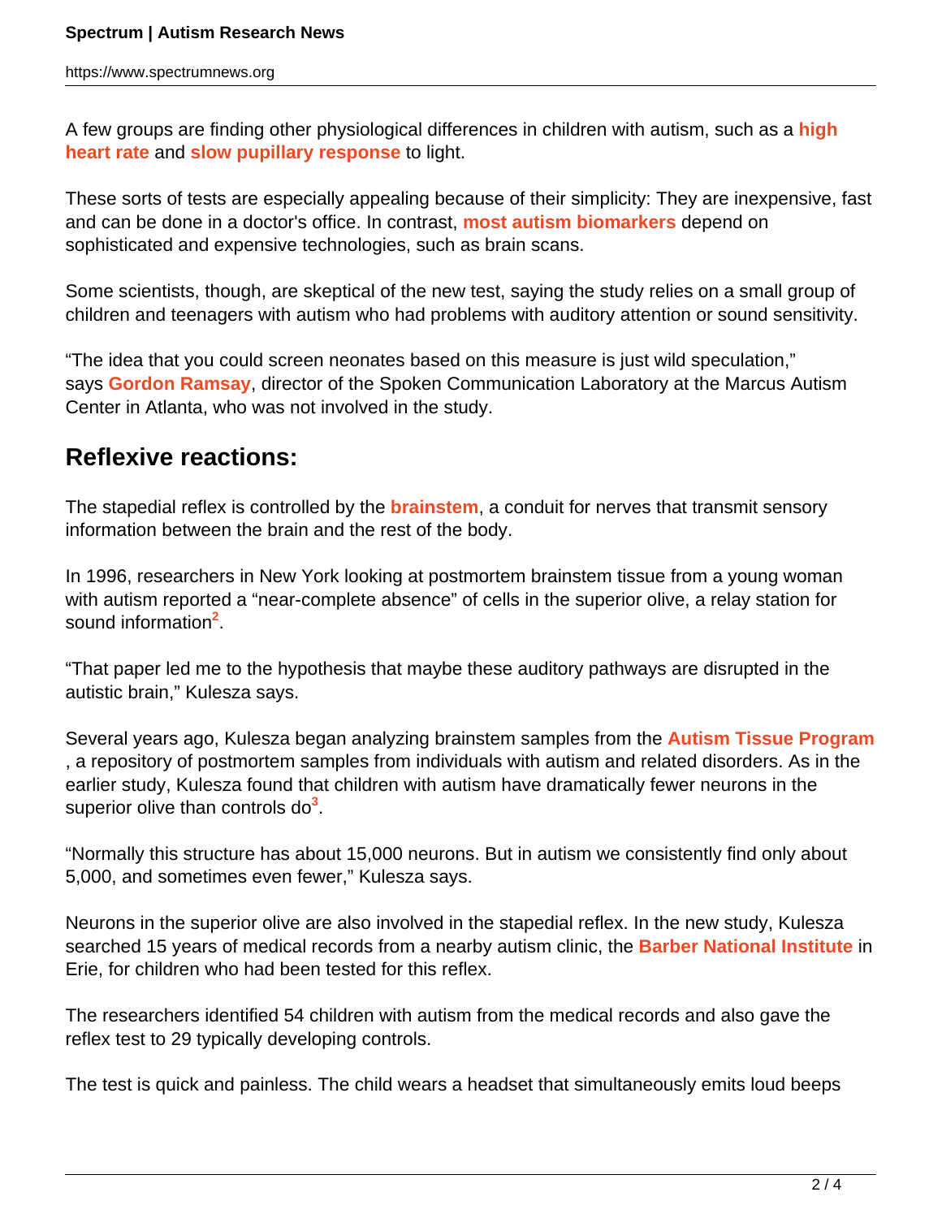A few groups are finding other physiological differences in children with autism, such as a **high heart rate** and **slow pupillary response** to light.

These sorts of tests are especially appealing because of their simplicity: They are inexpensive, fast and can be done in a doctor's office. In contrast, **most autism biomarkers** depend on sophisticated and expensive technologies, such as brain scans.

Some scientists, though, are skeptical of the new test, saying the study relies on a small group of children and teenagers with autism who had problems with auditory attention or sound sensitivity.

"The idea that you could screen neonates based on this measure is just wild speculation," says **Gordon Ramsay**, director of the Spoken Communication Laboratory at the Marcus Autism Center in Atlanta, who was not involved in the study.

## Reflexive reactions:

The stapedial reflex is controlled by the **brainstem**, a conduit for nerves that transmit sensory information between the brain and the rest of the body.

In 1996, researchers in New York looking at postmortem brainstem tissue from a young woman with autism reported a "near-complete absence" of cells in the superior olive, a relay station for sound information[2].

"That paper led me to the hypothesis that maybe these auditory pathways are disrupted in the autistic brain," Kulesza says.

Several years ago, Kulesza began analyzing brainstem samples from the **Autism Tissue Program**, a repository of postmortem samples from individuals with autism and related disorders. As in the earlier study, Kulesza found that children with autism have dramatically fewer neurons in the superior olive than controls do[3].

"Normally this structure has about 15,000 neurons. But in autism we consistently find only about 5,000, and sometimes even fewer," Kulesza says.

Neurons in the superior olive are also involved in the stapedial reflex. In the new study, Kulesza searched 15 years of medical records from a nearby autism clinic, the **Barber National Institute** in Erie, for children who had been tested for this reflex.

The researchers identified 54 children with autism from the medical records and also gave the reflex test to 29 typically developing controls.

The test is quick and painless. The child wears a headset that simultaneously emits loud beeps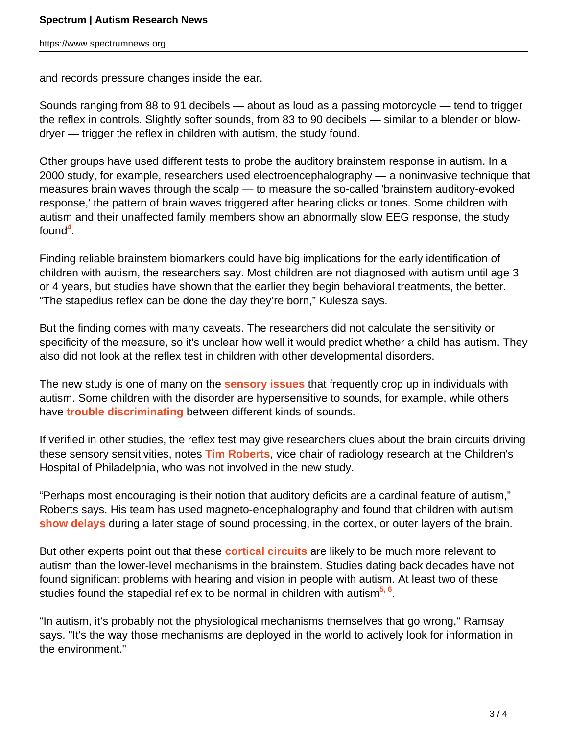and records pressure changes inside the ear.

Sounds ranging from 88 to 91 decibels — about as loud as a passing motorcycle — tend to trigger the reflex in controls. Slightly softer sounds, from 83 to 90 decibels — similar to a blender or blow-dryer — trigger the reflex in children with autism, the study found.

Other groups have used different tests to probe the auditory brainstem response in autism. In a 2000 study, for example, researchers used electroencephalography — a noninvasive technique that measures brain waves through the scalp — to measure the so-called 'brainstem auditory-evoked response,' the pattern of brain waves triggered after hearing clicks or tones. Some children with autism and their unaffected family members show an abnormally slow EEG response, the study found[4].

Finding reliable brainstem biomarkers could have big implications for the early identification of children with autism, the researchers say. Most children are not diagnosed with autism until age 3 or 4 years, but studies have shown that the earlier they begin behavioral treatments, the better. “The stapedius reflex can be done the day they’re born,” Kulesza says.

But the finding comes with many caveats. The researchers did not calculate the sensitivity or specificity of the measure, so it's unclear how well it would predict whether a child has autism. They also did not look at the reflex test in children with other developmental disorders.

The new study is one of many on the **sensory issues** that frequently crop up in individuals with autism. Some children with the disorder are hypersensitive to sounds, for example, while others have **trouble discriminating** between different kinds of sounds.

If verified in other studies, the reflex test may give researchers clues about the brain circuits driving these sensory sensitivities, notes **Tim Roberts**, vice chair of radiology research at the Children's Hospital of Philadelphia, who was not involved in the new study.

“Perhaps most encouraging is their notion that auditory deficits are a cardinal feature of autism,” Roberts says. His team has used magneto-encephalography and found that children with autism **show delays** during a later stage of sound processing, in the cortex, or outer layers of the brain.

But other experts point out that these **cortical circuits** are likely to be much more relevant to autism than the lower-level mechanisms in the brainstem. Studies dating back decades have not found significant problems with hearing and vision in people with autism. At least two of these studies found the stapedial reflex to be normal in children with autism[5, 6].

"In autism, it’s probably not the physiological mechanisms themselves that go wrong," Ramsay says. "It's the way those mechanisms are deployed in the world to actively look for information in the environment."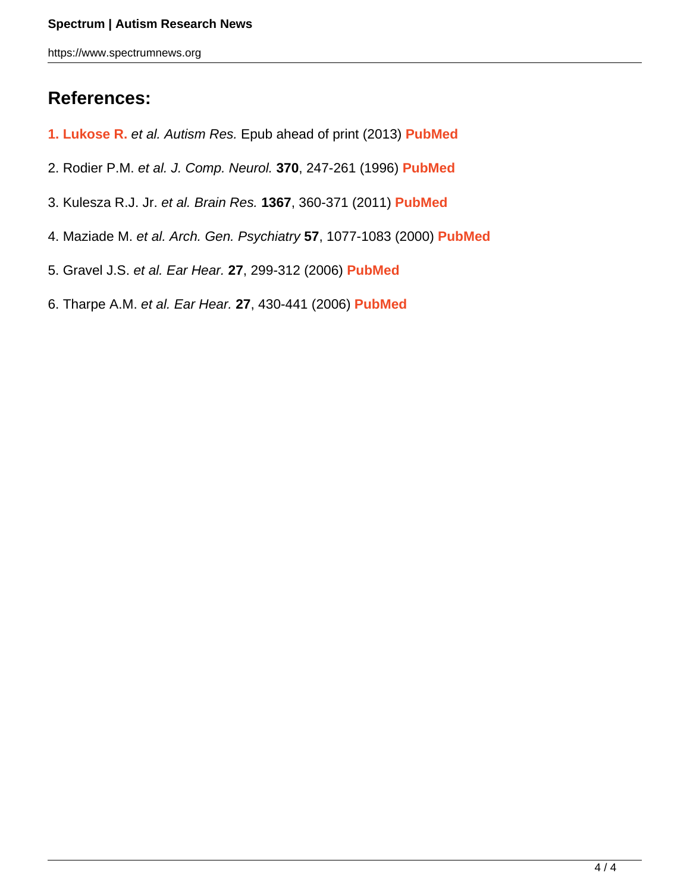## References:

1. Lukose R. *et al. Autism Res.* Epub ahead of print (2013) **PubMed**

2. Rodier P.M. *et al. J. Comp. Neurol.* **370**, 247-261 (1996) **PubMed**

3. Kulesza R.J. Jr. *et al. Brain Res.* **1367**, 360-371 (2011) **PubMed**

4. Maziade M. *et al. Arch. Gen. Psychiatry* **57**, 1077-1083 (2000) **PubMed**

5. Gravel J.S. *et al. Ear Hear.* **27**, 299-312 (2006) **PubMed**

6. Tharpe A.M. *et al. Ear Hear.* **27**, 430-441 (2006) **PubMed**